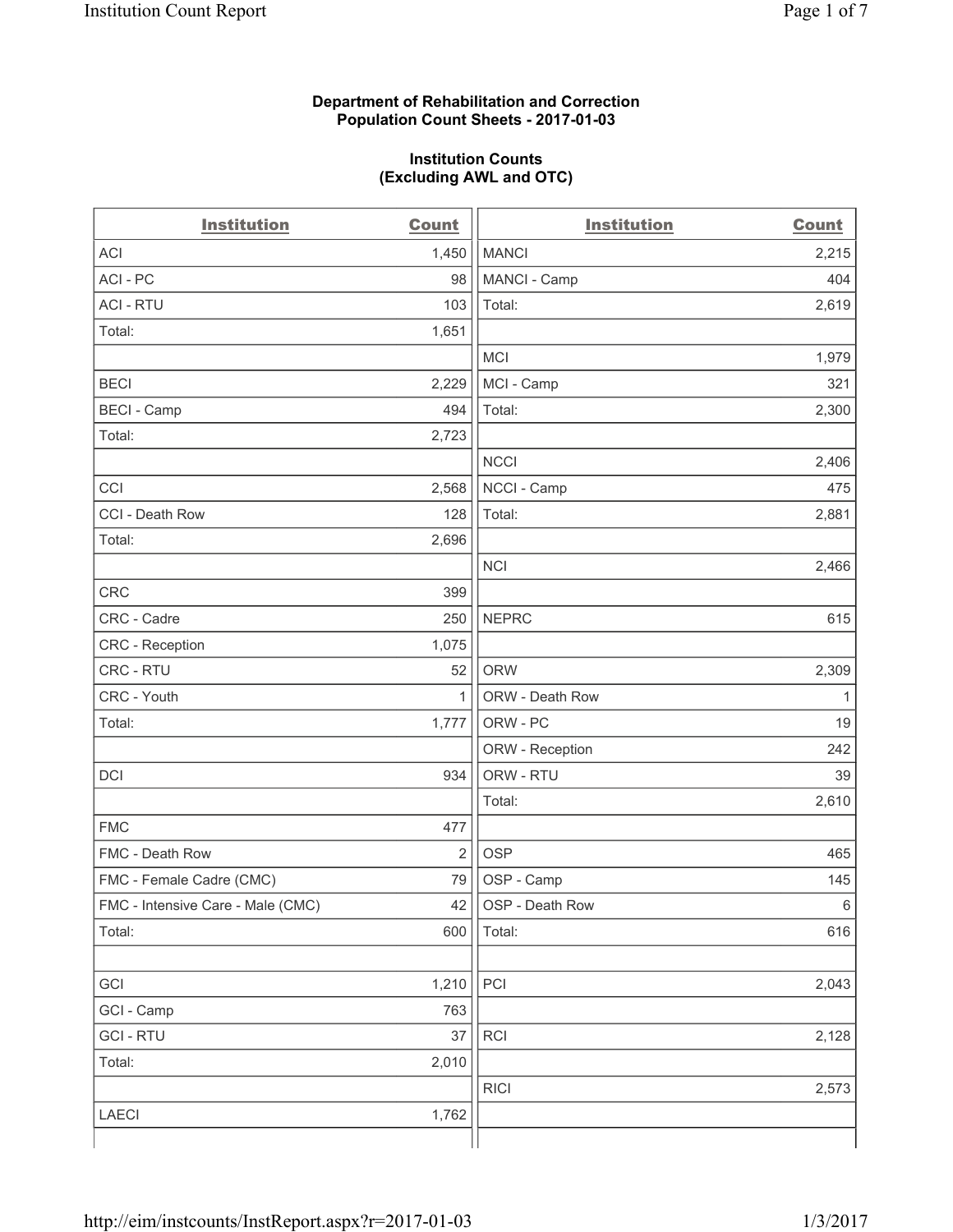**Department of Rehabilitation and Correction**
**Population Count Sheets - 2017-01-03**

**Institution Counts**
**(Excluding AWL and OTC)**

| Institution | Count | Institution | Count |
|---|---|---|---|
| ACI | 1,450 | MANCI | 2,215 |
| ACI - PC | 98 | MANCI - Camp | 404 |
| ACI - RTU | 103 | Total: | 2,619 |
| Total: | 1,651 | | |
| | | MCI | 1,979 |
| BECI | 2,229 | MCI - Camp | 321 |
| BECI - Camp | 494 | Total: | 2,300 |
| Total: | 2,723 | | |
| | | NCCI | 2,406 |
| CCI | 2,568 | NCCI - Camp | 475 |
| CCI - Death Row | 128 | Total: | 2,881 |
| Total: | 2,696 | | |
| | | NCI | 2,466 |
| CRC | 399 | | |
| CRC - Cadre | 250 | NEPRC | 615 |
| CRC - Reception | 1,075 | | |
| CRC - RTU | 52 | ORW | 2,309 |
| CRC - Youth | 1 | ORW - Death Row | 1 |
| Total: | 1,777 | ORW - PC | 19 |
| | | ORW - Reception | 242 |
| DCI | 934 | ORW - RTU | 39 |
| | | Total: | 2,610 |
| FMC | 477 | | |
| FMC - Death Row | 2 | OSP | 465 |
| FMC - Female Cadre (CMC) | 79 | OSP - Camp | 145 |
| FMC - Intensive Care - Male (CMC) | 42 | OSP - Death Row | 6 |
| Total: | 600 | Total: | 616 |
| | | | |
| GCI | 1,210 | PCI | 2,043 |
| GCI - Camp | 763 | | |
| GCI - RTU | 37 | RCI | 2,128 |
| Total: | 2,010 | | |
| | | RICI | 2,573 |
| LAECI | 1,762 | | |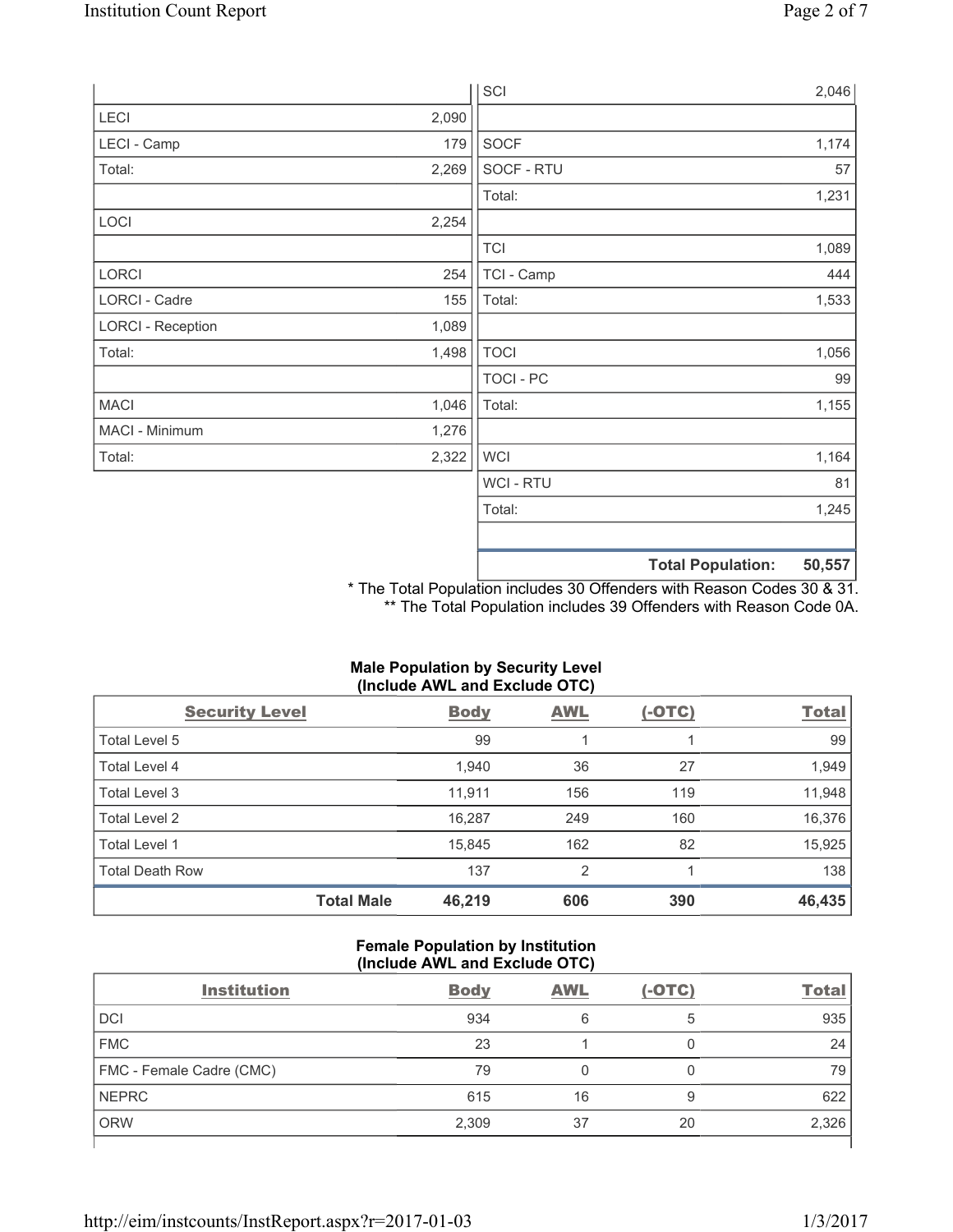| | |
|---|---|
| LECI | 2,090 |
| LECI - Camp | 179 |
| Total: | 2,269 |
| | |
| LOCI | 2,254 |
| | |
| LORCI | 254 |
| LORCI - Cadre | 155 |
| LORCI - Reception | 1,089 |
| Total: | 1,498 |
| | |
| MACI | 1,046 |
| MACI - Minimum | 1,276 |
| Total: | 2,322 |

| | |
|---|---|
| SCI | 2,046 |
| | |
| SOCF | 1,174 |
| SOCF - RTU | 57 |
| Total: | 1,231 |
| | |
| TCI | 1,089 |
| TCI - Camp | 444 |
| Total: | 1,533 |
| | |
| TOCI | 1,056 |
| TOCI - PC | 99 |
| Total: | 1,155 |
| | |
| WCI | 1,164 |
| WCI - RTU | 81 |
| Total: | 1,245 |
| | |
| **Total Population:** | **50,557** |

\* The Total Population includes 30 Offenders with Reason Codes 30 & 31.
\*\* The Total Population includes 39 Offenders with Reason Code 0A.

**Male Population by Security Level (Include AWL and Exclude OTC)**

| Security Level | Body | AWL | (-OTC) | Total |
|---|---|---|---|---|
| Total Level 5 | 99 | 1 | 1 | 99 |
| Total Level 4 | 1,940 | 36 | 27 | 1,949 |
| Total Level 3 | 11,911 | 156 | 119 | 11,948 |
| Total Level 2 | 16,287 | 249 | 160 | 16,376 |
| Total Level 1 | 15,845 | 162 | 82 | 15,925 |
| Total Death Row | 137 | 2 | 1 | 138 |
| **Total Male** | **46,219** | **606** | **390** | **46,435** |

**Female Population by Institution (Include AWL and Exclude OTC)**

| Institution | Body | AWL | (-OTC) | Total |
|---|---|---|---|---|
| DCI | 934 | 6 | 5 | 935 |
| FMC | 23 | 1 | 0 | 24 |
| FMC - Female Cadre (CMC) | 79 | 0 | 0 | 79 |
| NEPRC | 615 | 16 | 9 | 622 |
| ORW | 2,309 | 37 | 20 | 2,326 |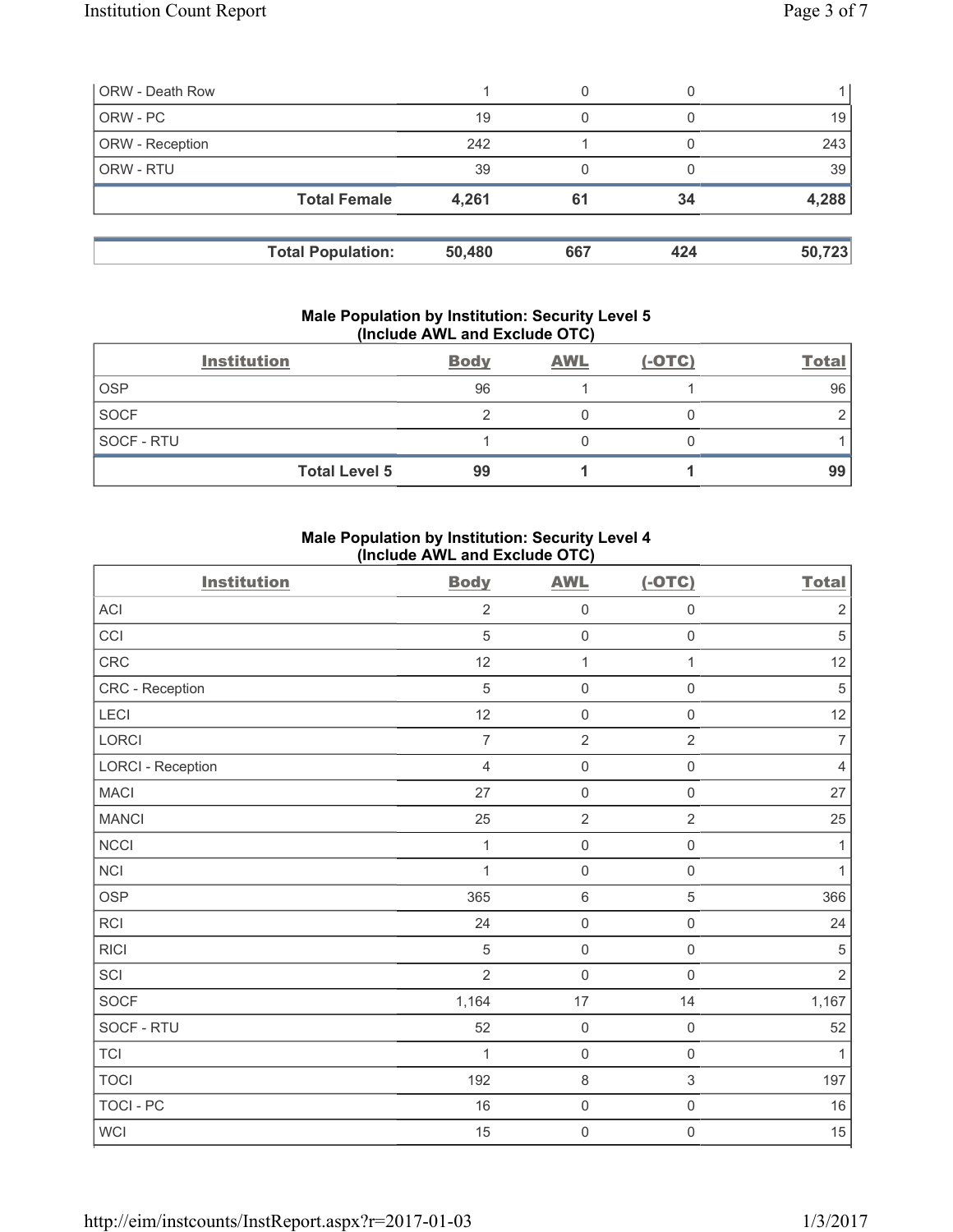| | | | | |
|---|---|---|---|---|
| ORW - Death Row | 1 | 0 | 0 | 1 |
| ORW - PC | 19 | 0 | 0 | 19 |
| ORW - Reception | 242 | 1 | 0 | 243 |
| ORW - RTU | 39 | 0 | 0 | 39 |
| **Total Female** | **4,261** | **61** | **34** | **4,288** |

| | | | | |
|---|---|---|---|---|
| **Total Population:** | **50,480** | **667** | **424** | **50,723** |

### Male Population by Institution: Security Level 5 (Include AWL and Exclude OTC)

| Institution | Body | AWL | (-OTC) | Total |
|---|---|---|---|---|
| OSP | 96 | 1 | 1 | 96 |
| SOCF | 2 | 0 | 0 | 2 |
| SOCF - RTU | 1 | 0 | 0 | 1 |
| **Total Level 5** | **99** | **1** | **1** | **99** |

### Male Population by Institution: Security Level 4 (Include AWL and Exclude OTC)

| Institution | Body | AWL | (-OTC) | Total |
|---|---|---|---|---|
| ACI | 2 | 0 | 0 | 2 |
| CCI | 5 | 0 | 0 | 5 |
| CRC | 12 | 1 | 1 | 12 |
| CRC - Reception | 5 | 0 | 0 | 5 |
| LECI | 12 | 0 | 0 | 12 |
| LORCI | 7 | 2 | 2 | 7 |
| LORCI - Reception | 4 | 0 | 0 | 4 |
| MACI | 27 | 0 | 0 | 27 |
| MANCI | 25 | 2 | 2 | 25 |
| NCCI | 1 | 0 | 0 | 1 |
| NCI | 1 | 0 | 0 | 1 |
| OSP | 365 | 6 | 5 | 366 |
| RCI | 24 | 0 | 0 | 24 |
| RICI | 5 | 0 | 0 | 5 |
| SCI | 2 | 0 | 0 | 2 |
| SOCF | 1,164 | 17 | 14 | 1,167 |
| SOCF - RTU | 52 | 0 | 0 | 52 |
| TCI | 1 | 0 | 0 | 1 |
| TOCI | 192 | 8 | 3 | 197 |
| TOCI - PC | 16 | 0 | 0 | 16 |
| WCI | 15 | 0 | 0 | 15 |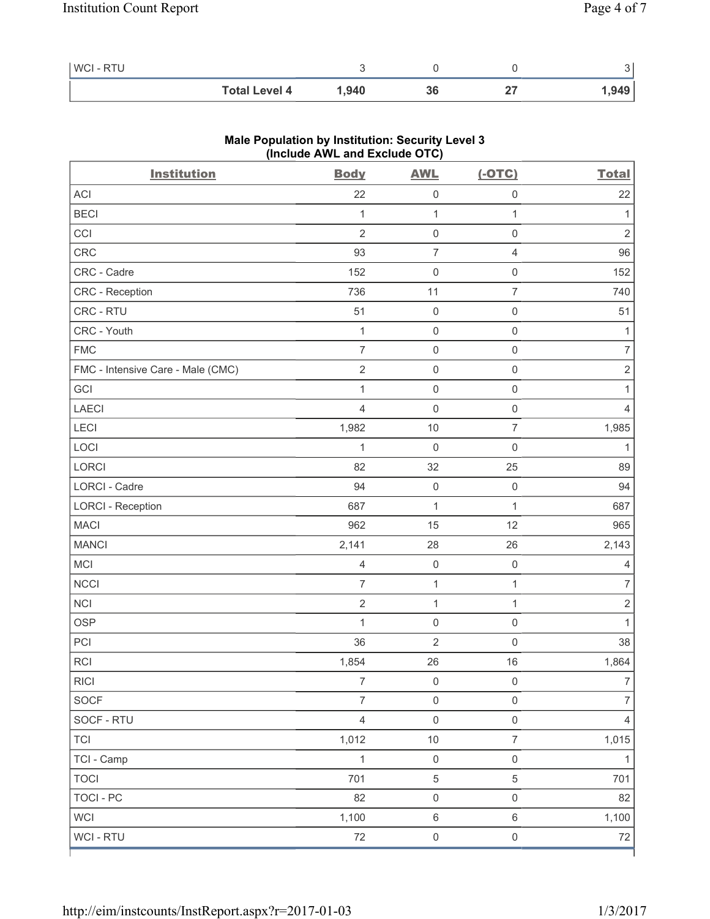| WCI - RTU | 3 | 0 | 0 | 3 |
|---|---|---|---|---|
| **Total Level 4** | **1,940** | **36** | **27** | **1,949** |

### Male Population by Institution: Security Level 3 (Include AWL and Exclude OTC)

| Institution | Body | AWL | (-OTC) | Total |
|---|---|---|---|---|
| ACI | 22 | 0 | 0 | 22 |
| BECI | 1 | 1 | 1 | 1 |
| CCI | 2 | 0 | 0 | 2 |
| CRC | 93 | 7 | 4 | 96 |
| CRC - Cadre | 152 | 0 | 0 | 152 |
| CRC - Reception | 736 | 11 | 7 | 740 |
| CRC - RTU | 51 | 0 | 0 | 51 |
| CRC - Youth | 1 | 0 | 0 | 1 |
| FMC | 7 | 0 | 0 | 7 |
| FMC - Intensive Care - Male (CMC) | 2 | 0 | 0 | 2 |
| GCI | 1 | 0 | 0 | 1 |
| LAECI | 4 | 0 | 0 | 4 |
| LECI | 1,982 | 10 | 7 | 1,985 |
| LOCI | 1 | 0 | 0 | 1 |
| LORCI | 82 | 32 | 25 | 89 |
| LORCI - Cadre | 94 | 0 | 0 | 94 |
| LORCI - Reception | 687 | 1 | 1 | 687 |
| MACI | 962 | 15 | 12 | 965 |
| MANCI | 2,141 | 28 | 26 | 2,143 |
| MCI | 4 | 0 | 0 | 4 |
| NCCI | 7 | 1 | 1 | 7 |
| NCI | 2 | 1 | 1 | 2 |
| OSP | 1 | 0 | 0 | 1 |
| PCI | 36 | 2 | 0 | 38 |
| RCI | 1,854 | 26 | 16 | 1,864 |
| RICI | 7 | 0 | 0 | 7 |
| SOCF | 7 | 0 | 0 | 7 |
| SOCF - RTU | 4 | 0 | 0 | 4 |
| TCI | 1,012 | 10 | 7 | 1,015 |
| TCI - Camp | 1 | 0 | 0 | 1 |
| TOCI | 701 | 5 | 5 | 701 |
| TOCI - PC | 82 | 0 | 0 | 82 |
| WCI | 1,100 | 6 | 6 | 1,100 |
| WCI - RTU | 72 | 0 | 0 | 72 |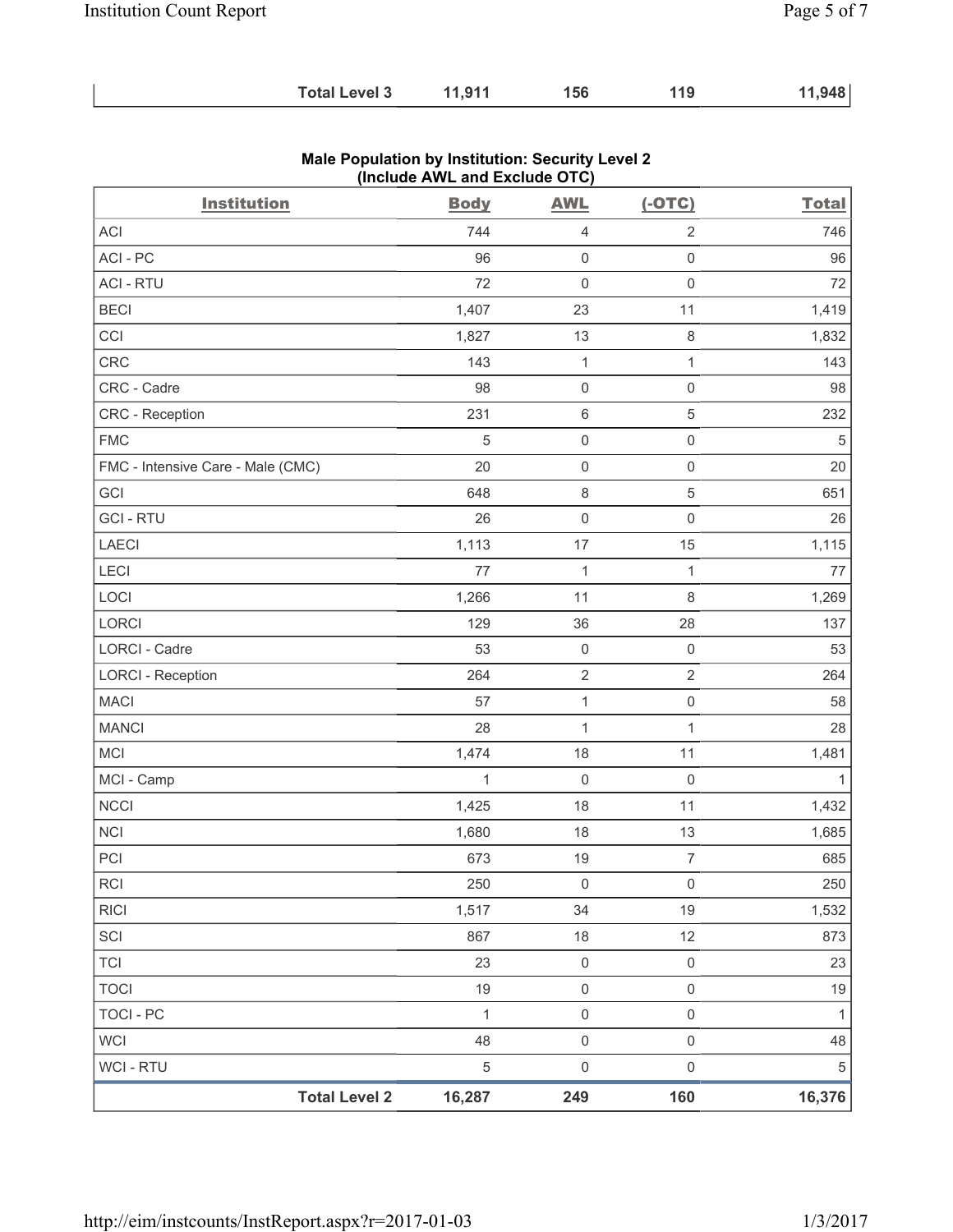| | | | | |
|---|---|---|---|---|
| **Total Level 3** | **11,911** | **156** | **119** | **11,948** |

**Male Population by Institution: Security Level 2 (Include AWL and Exclude OTC)**

| Institution | Body | AWL | (-OTC) | Total |
|---|---|---|---|---|
| ACI | 744 | 4 | 2 | 746 |
| ACI - PC | 96 | 0 | 0 | 96 |
| ACI - RTU | 72 | 0 | 0 | 72 |
| BECI | 1,407 | 23 | 11 | 1,419 |
| CCI | 1,827 | 13 | 8 | 1,832 |
| CRC | 143 | 1 | 1 | 143 |
| CRC - Cadre | 98 | 0 | 0 | 98 |
| CRC - Reception | 231 | 6 | 5 | 232 |
| FMC | 5 | 0 | 0 | 5 |
| FMC - Intensive Care - Male (CMC) | 20 | 0 | 0 | 20 |
| GCI | 648 | 8 | 5 | 651 |
| GCI - RTU | 26 | 0 | 0 | 26 |
| LAECI | 1,113 | 17 | 15 | 1,115 |
| LECI | 77 | 1 | 1 | 77 |
| LOCI | 1,266 | 11 | 8 | 1,269 |
| LORCI | 129 | 36 | 28 | 137 |
| LORCI - Cadre | 53 | 0 | 0 | 53 |
| LORCI - Reception | 264 | 2 | 2 | 264 |
| MACI | 57 | 1 | 0 | 58 |
| MANCI | 28 | 1 | 1 | 28 |
| MCI | 1,474 | 18 | 11 | 1,481 |
| MCI - Camp | 1 | 0 | 0 | 1 |
| NCCI | 1,425 | 18 | 11 | 1,432 |
| NCI | 1,680 | 18 | 13 | 1,685 |
| PCI | 673 | 19 | 7 | 685 |
| RCI | 250 | 0 | 0 | 250 |
| RICI | 1,517 | 34 | 19 | 1,532 |
| SCI | 867 | 18 | 12 | 873 |
| TCI | 23 | 0 | 0 | 23 |
| TOCI | 19 | 0 | 0 | 19 |
| TOCI - PC | 1 | 0 | 0 | 1 |
| WCI | 48 | 0 | 0 | 48 |
| WCI - RTU | 5 | 0 | 0 | 5 |
| **Total Level 2** | **16,287** | **249** | **160** | **16,376** |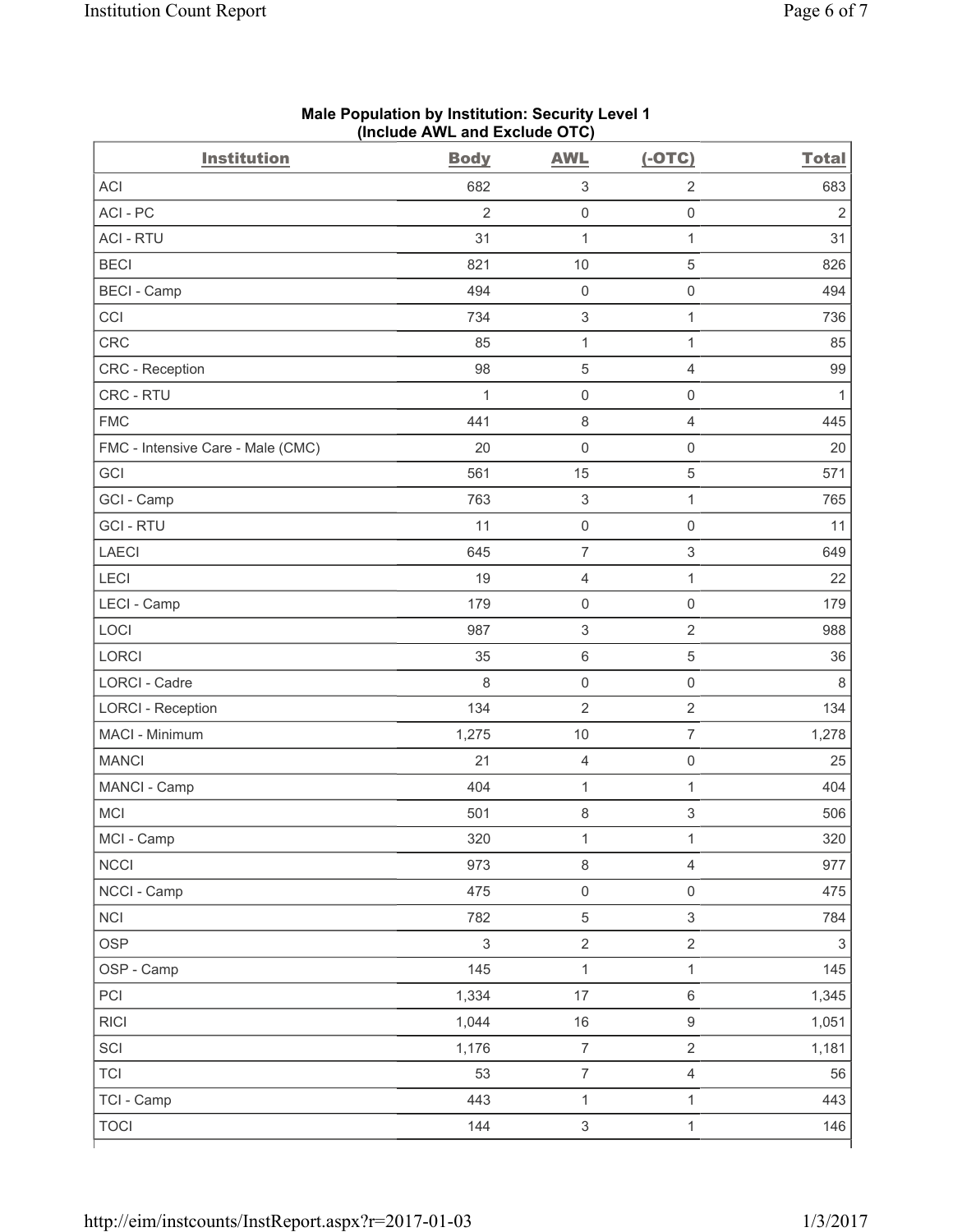**Male Population by Institution: Security Level 1**
**(Include AWL and Exclude OTC)**

| Institution | Body | AWL | (-OTC) | Total |
|---|---|---|---|---|
| ACI | 682 | 3 | 2 | 683 |
| ACI - PC | 2 | 0 | 0 | 2 |
| ACI - RTU | 31 | 1 | 1 | 31 |
| BECI | 821 | 10 | 5 | 826 |
| BECI - Camp | 494 | 0 | 0 | 494 |
| CCI | 734 | 3 | 1 | 736 |
| CRC | 85 | 1 | 1 | 85 |
| CRC - Reception | 98 | 5 | 4 | 99 |
| CRC - RTU | 1 | 0 | 0 | 1 |
| FMC | 441 | 8 | 4 | 445 |
| FMC - Intensive Care - Male (CMC) | 20 | 0 | 0 | 20 |
| GCI | 561 | 15 | 5 | 571 |
| GCI - Camp | 763 | 3 | 1 | 765 |
| GCI - RTU | 11 | 0 | 0 | 11 |
| LAECI | 645 | 7 | 3 | 649 |
| LECI | 19 | 4 | 1 | 22 |
| LECI - Camp | 179 | 0 | 0 | 179 |
| LOCI | 987 | 3 | 2 | 988 |
| LORCI | 35 | 6 | 5 | 36 |
| LORCI - Cadre | 8 | 0 | 0 | 8 |
| LORCI - Reception | 134 | 2 | 2 | 134 |
| MACI - Minimum | 1,275 | 10 | 7 | 1,278 |
| MANCI | 21 | 4 | 0 | 25 |
| MANCI - Camp | 404 | 1 | 1 | 404 |
| MCI | 501 | 8 | 3 | 506 |
| MCI - Camp | 320 | 1 | 1 | 320 |
| NCCI | 973 | 8 | 4 | 977 |
| NCCI - Camp | 475 | 0 | 0 | 475 |
| NCI | 782 | 5 | 3 | 784 |
| OSP | 3 | 2 | 2 | 3 |
| OSP - Camp | 145 | 1 | 1 | 145 |
| PCI | 1,334 | 17 | 6 | 1,345 |
| RICI | 1,044 | 16 | 9 | 1,051 |
| SCI | 1,176 | 7 | 2 | 1,181 |
| TCI | 53 | 7 | 4 | 56 |
| TCI - Camp | 443 | 1 | 1 | 443 |
| TOCI | 144 | 3 | 1 | 146 |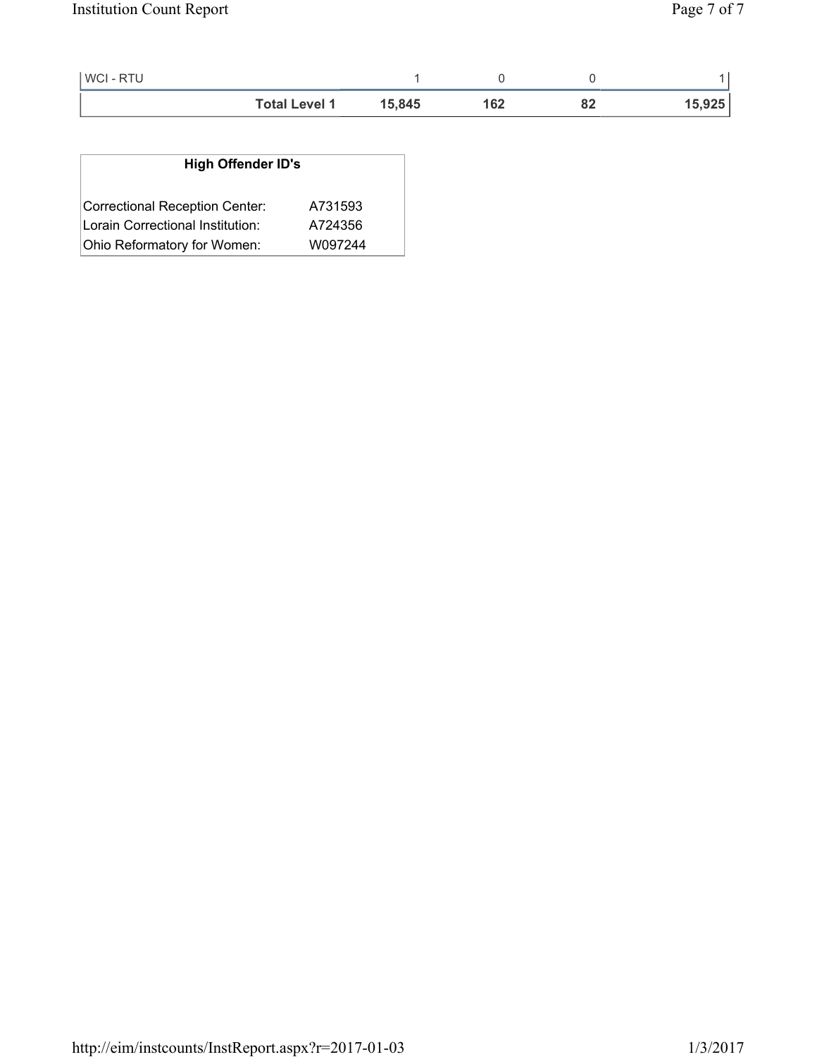| | | | | |
|---|---|---|---|---|
| WCI - RTU | 1 | 0 | 0 | 1 |
| **Total Level 1** | **15,845** | **162** | **82** | **15,925** |

| High Offender ID's | |
|---|---|
| Correctional Reception Center: | A731593 |
| Lorain Correctional Institution: | A724356 |
| Ohio Reformatory for Women: | W097244 |